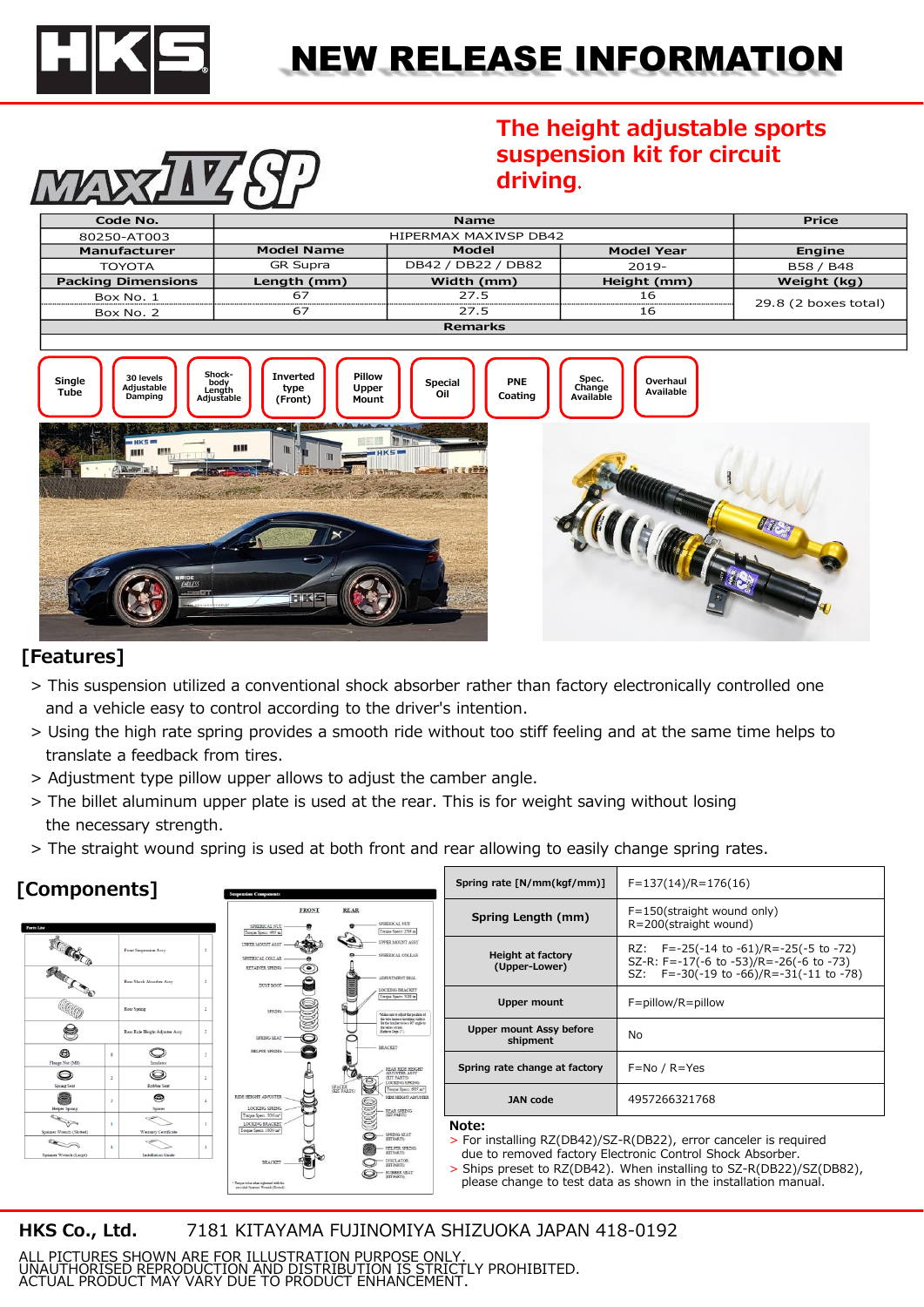# NEW RELEASE INFORMATION

## The height adjustable sports suspension kit for circuit driving.

| Code No. | Name | | | Price |
|---|---|---|---|---|
| 80250-AT003 | HIPERMAX MAXⅣSP DB42 | | | |
| **Manufacturer** | **Model Name** | **Model** | **Model Year** | **Engine** |
| TOYOTA | GR Supra | DB42 / DB22 / DB82 | 2019- | B58 / B48 |
| **Packing Dimensions** | **Length (mm)** | **Width (mm)** | **Height (mm)** | **Weight (kg)** |
| Box No. 1 | 67 | 27.5 | 16 | 29.8 (2 boxes total) |
| Box No. 2 | 67 | 27.5 | 16 | |
| **Remarks** | | | | |
| | | | | |

Single Tube | 30 levels Adjustable Damping | Shock-body Length Adjustable | Inverted type (Front) | Pillow Upper Mount | Special Oil | PNE Coating | Spec. Change Available | Overhaul Available

## [Features]

> This suspension utilized a conventional shock absorber rather than factory electronically controlled one and a vehicle easy to control according to the driver's intention.
> Using the high rate spring provides a smooth ride without too stiff feeling and at the same time helps to translate a feedback from tires.
> Adjustment type pillow upper allows to adjust the camber angle.
> The billet aluminum upper plate is used at the rear. This is for weight saving without losing the necessary strength.
> The straight wound spring is used at both front and rear allowing to easily change spring rates.

## [Components]

| | |
|---|---|
| Spring rate [N/mm(kgf/mm)] | F=137(14)/R=176(16) |
| Spring Length (mm) | F=150(straight wound only)<br>R=200(straight wound) |
| Height at factory (Upper-Lower) | RZ: F=-25(-14 to -61)/R=-25(-5 to -72)<br>SZ-R: F=-17(-6 to -53)/R=-26(-6 to -73)<br>SZ: F=-30(-19 to -66)/R=-31(-16 to -78) |
| Upper mount | F=pillow/R=pillow |
| Upper mount Assy before shipment | No |
| Spring rate change at factory | F=No / R=Yes |
| JAN code | 4957266321768 |

**Note:**
> For installing RZ(DB42)/SZ-R(DB22), error canceler is required due to removed factory Electronic Control Shock Absorber.
> Ships preset to RZ(DB42). When installing to SZ-R(DB22)/SZ(DB82), please change to test data as shown in the installation manual.

**HKS Co., Ltd.** 7181 KITAYAMA FUJINOMIYA SHIZUOKA JAPAN 418-0192

ALL PICTURES SHOWN ARE FOR ILLUSTRATION PURPOSE ONLY.
UNAUTHORISED REPRODUCTION AND DISTRIBUTION IS STRICTLY PROHIBITED.
ACTUAL PRODUCT MAY VARY DUE TO PRODUCT ENHANCEMENT.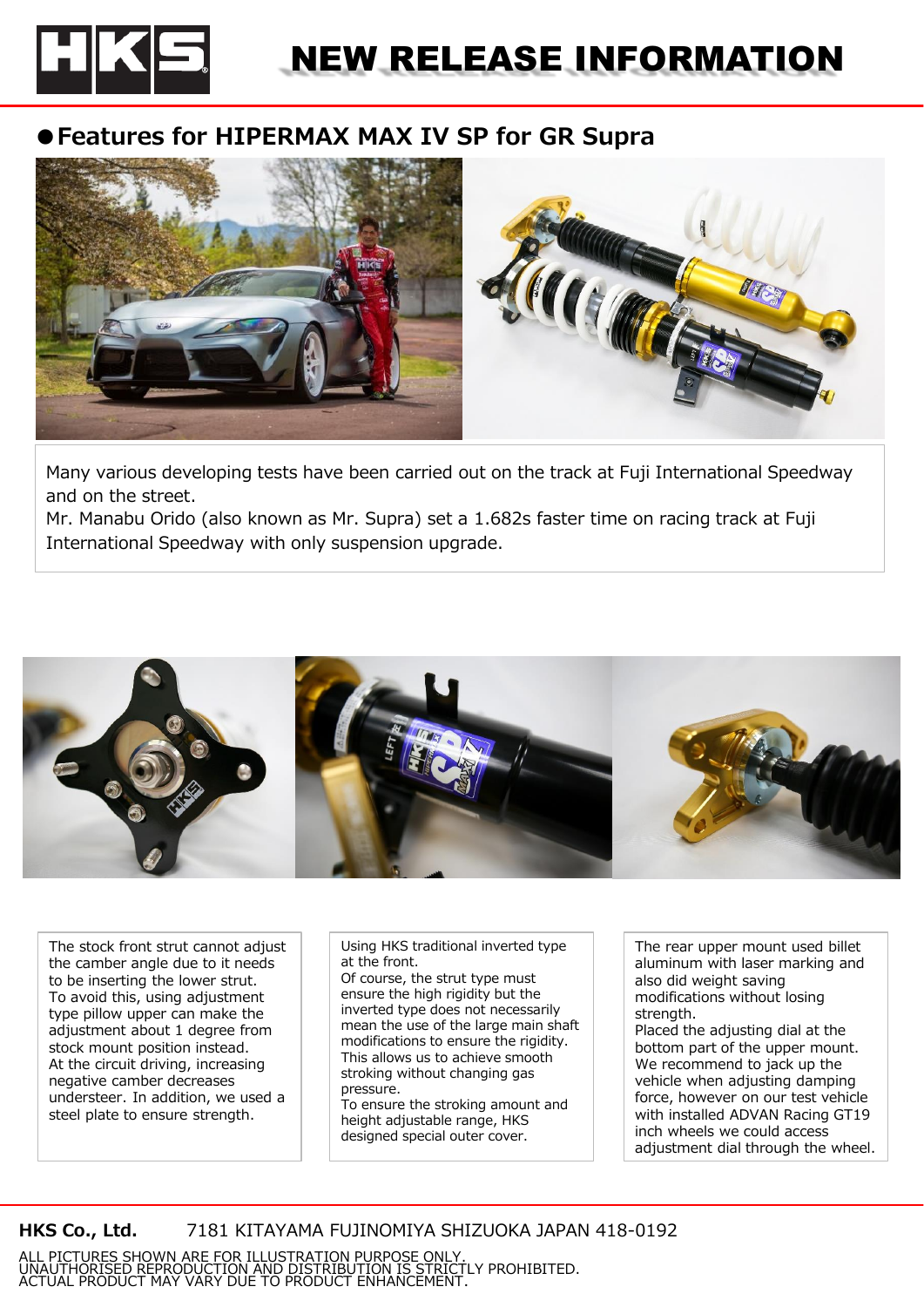# NEW RELEASE INFORMATION

## ●Features for HIPERMAX MAX IV SP for GR Supra

Many various developing tests have been carried out on the track at Fuji International Speedway and on the street.
Mr. Manabu Orido (also known as Mr. Supra) set a 1.682s faster time on racing track at Fuji International Speedway with only suspension upgrade.

The stock front strut cannot adjust the camber angle due to it needs to be inserting the lower strut.
To avoid this, using adjustment type pillow upper can make the adjustment about 1 degree from stock mount position instead.
At the circuit driving, increasing negative camber decreases understeer. In addition, we used a steel plate to ensure strength.

Using HKS traditional inverted type at the front.
Of course, the strut type must ensure the high rigidity but the inverted type does not necessarily mean the use of the large main shaft modifications to ensure the rigidity.
This allows us to achieve smooth stroking without changing gas pressure.
To ensure the stroking amount and height adjustable range, HKS designed special outer cover.

The rear upper mount used billet aluminum with laser marking and also did weight saving modifications without losing strength.
Placed the adjusting dial at the bottom part of the upper mount.
We recommend to jack up the vehicle when adjusting damping force, however on our test vehicle with installed ADVAN Racing GT19 inch wheels we could access adjustment dial through the wheel.

**HKS Co., Ltd.** 7181 KITAYAMA FUJINOMIYA SHIZUOKA JAPAN 418-0192

ALL PICTURES SHOWN ARE FOR ILLUSTRATION PURPOSE ONLY.
UNAUTHORISED REPRODUCTION AND DISTRIBUTION IS STRICTLY PROHIBITED.
ACTUAL PRODUCT MAY VARY DUE TO PRODUCT ENHANCEMENT.